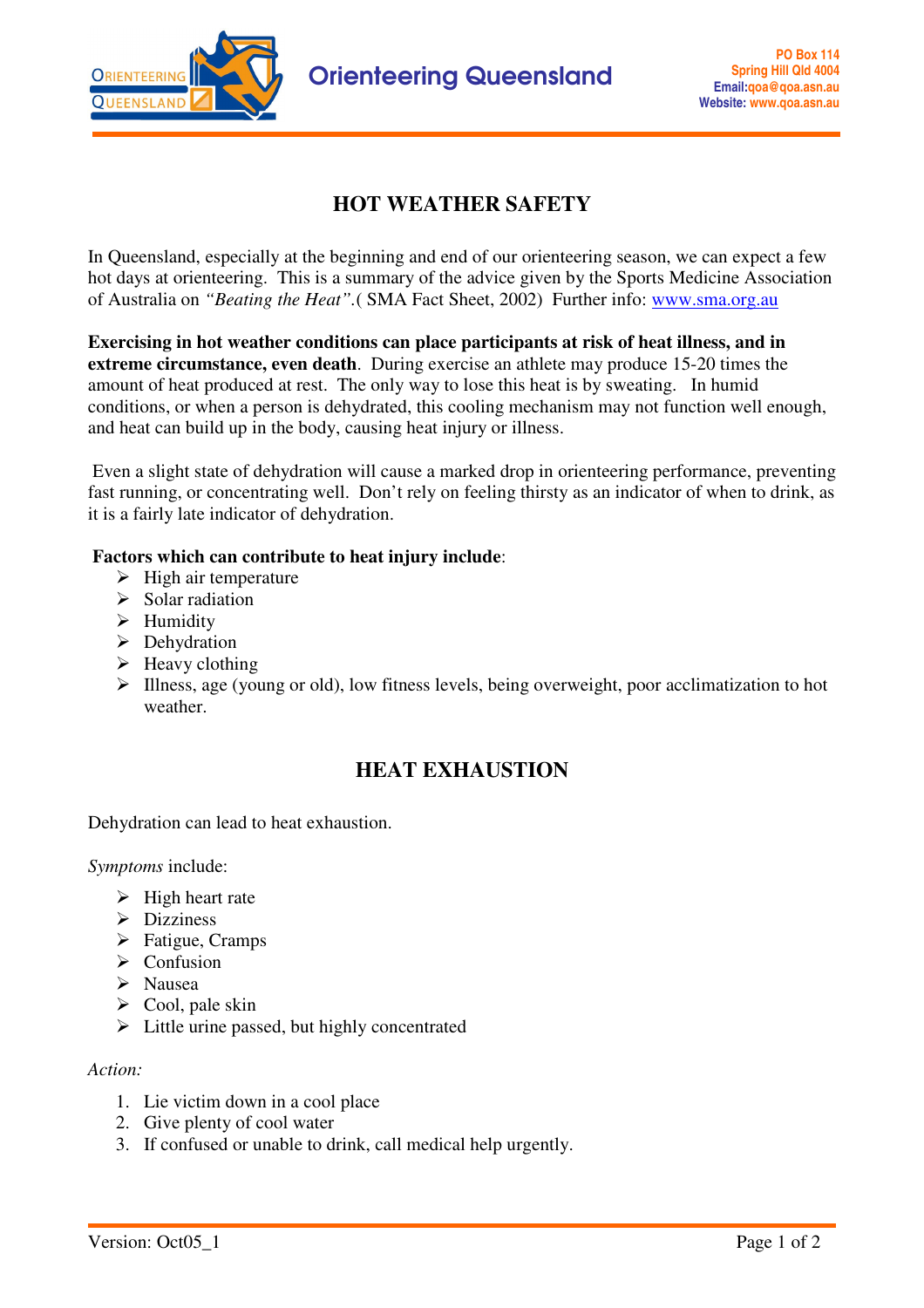Orienteering Queensland

PO Box 114
Spring Hill Qld 4004
Email:qoa@qoa.asn.au
Website: www.qoa.asn.au

# HOT WEATHER SAFETY

In Queensland, especially at the beginning and end of our orienteering season, we can expect a few hot days at orienteering. This is a summary of the advice given by the Sports Medicine Association of Australia on *"Beating the Heat"*.( SMA Fact Sheet, 2002) Further info: www.sma.org.au

**Exercising in hot weather conditions can place participants at risk of heat illness, and in extreme circumstance, even death**. During exercise an athlete may produce 15-20 times the amount of heat produced at rest. The only way to lose this heat is by sweating. In humid conditions, or when a person is dehydrated, this cooling mechanism may not function well enough, and heat can build up in the body, causing heat injury or illness.

Even a slight state of dehydration will cause a marked drop in orienteering performance, preventing fast running, or concentrating well. Don't rely on feeling thirsty as an indicator of when to drink, as it is a fairly late indicator of dehydration.

**Factors which can contribute to heat injury include**:

- High air temperature
- Solar radiation
- Humidity
- Dehydration
- Heavy clothing
- Illness, age (young or old), low fitness levels, being overweight, poor acclimatization to hot weather.

## HEAT EXHAUSTION

Dehydration can lead to heat exhaustion.

*Symptoms* include:

- High heart rate
- Dizziness
- Fatigue, Cramps
- Confusion
- Nausea
- Cool, pale skin
- Little urine passed, but highly concentrated

*Action:*

1. Lie victim down in a cool place
2. Give plenty of cool water
3. If confused or unable to drink, call medical help urgently.

Version: Oct05_1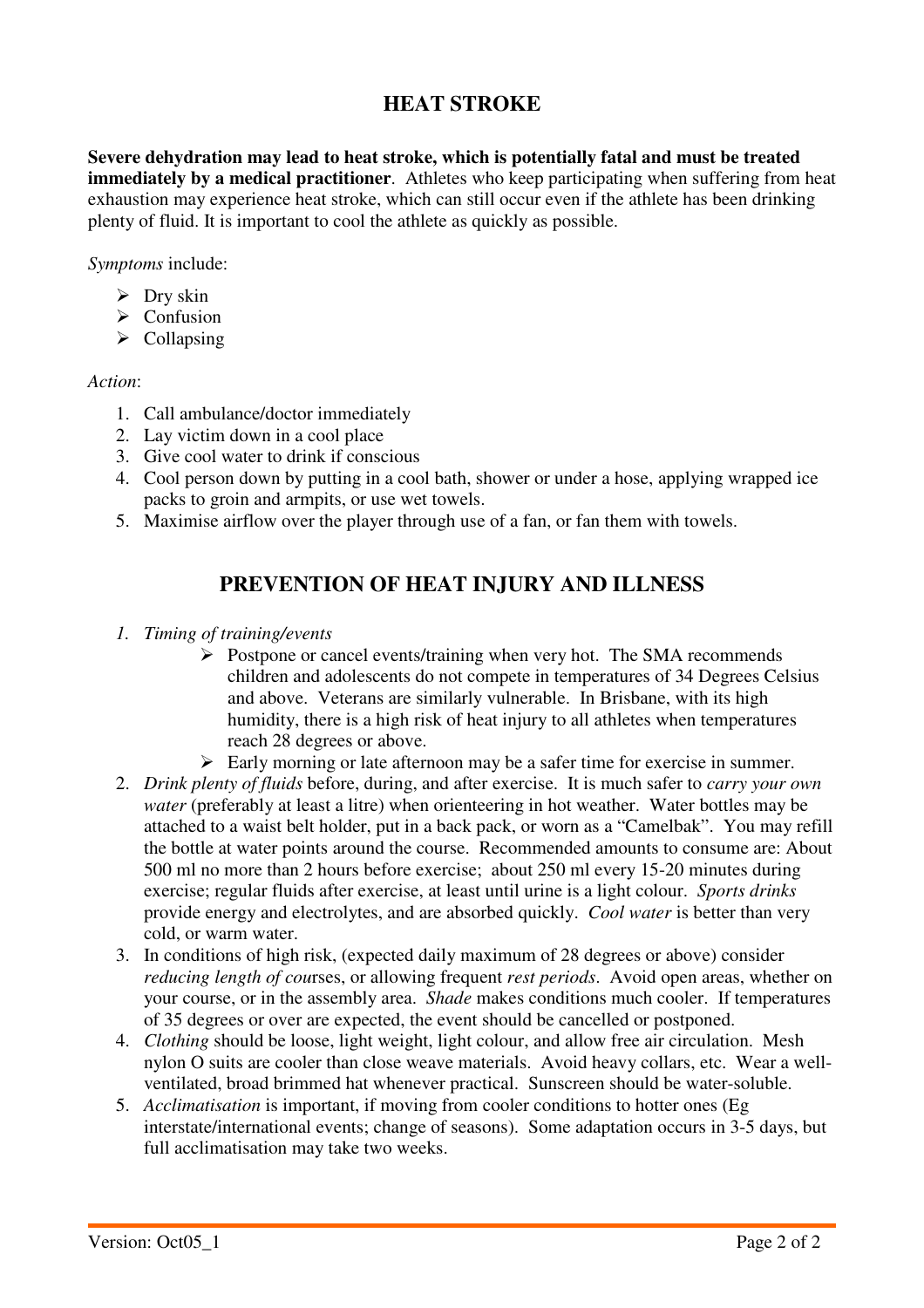## HEAT STROKE

**Severe dehydration may lead to heat stroke, which is potentially fatal and must be treated immediately by a medical practitioner**. Athletes who keep participating when suffering from heat exhaustion may experience heat stroke, which can still occur even if the athlete has been drinking plenty of fluid. It is important to cool the athlete as quickly as possible.

*Symptoms* include:

- Dry skin
- Confusion
- Collapsing

*Action*:

1. Call ambulance/doctor immediately
2. Lay victim down in a cool place
3. Give cool water to drink if conscious
4. Cool person down by putting in a cool bath, shower or under a hose, applying wrapped ice packs to groin and armpits, or use wet towels.
5. Maximise airflow over the player through use of a fan, or fan them with towels.

## PREVENTION OF HEAT INJURY AND ILLNESS

1. *Timing of training/events*
   - Postpone or cancel events/training when very hot. The SMA recommends children and adolescents do not compete in temperatures of 34 Degrees Celsius and above. Veterans are similarly vulnerable. In Brisbane, with its high humidity, there is a high risk of heat injury to all athletes when temperatures reach 28 degrees or above.
   - Early morning or late afternoon may be a safer time for exercise in summer.
2. *Drink plenty of fluids* before, during, and after exercise. It is much safer to *carry your own water* (preferably at least a litre) when orienteering in hot weather. Water bottles may be attached to a waist belt holder, put in a back pack, or worn as a "Camelbak". You may refill the bottle at water points around the course. Recommended amounts to consume are: About 500 ml no more than 2 hours before exercise; about 250 ml every 15-20 minutes during exercise; regular fluids after exercise, at least until urine is a light colour. *Sports drinks* provide energy and electrolytes, and are absorbed quickly. *Cool water* is better than very cold, or warm water.
3. In conditions of high risk, (expected daily maximum of 28 degrees or above) consider *reducing length of cour*ses, or allowing frequent *rest periods*. Avoid open areas, whether on your course, or in the assembly area. *Shade* makes conditions much cooler. If temperatures of 35 degrees or over are expected, the event should be cancelled or postponed.
4. *Clothing* should be loose, light weight, light colour, and allow free air circulation. Mesh nylon O suits are cooler than close weave materials. Avoid heavy collars, etc. Wear a well-ventilated, broad brimmed hat whenever practical. Sunscreen should be water-soluble.
5. *Acclimatisation* is important, if moving from cooler conditions to hotter ones (Eg interstate/international events; change of seasons). Some adaptation occurs in 3-5 days, but full acclimatisation may take two weeks.

Version: Oct05_1